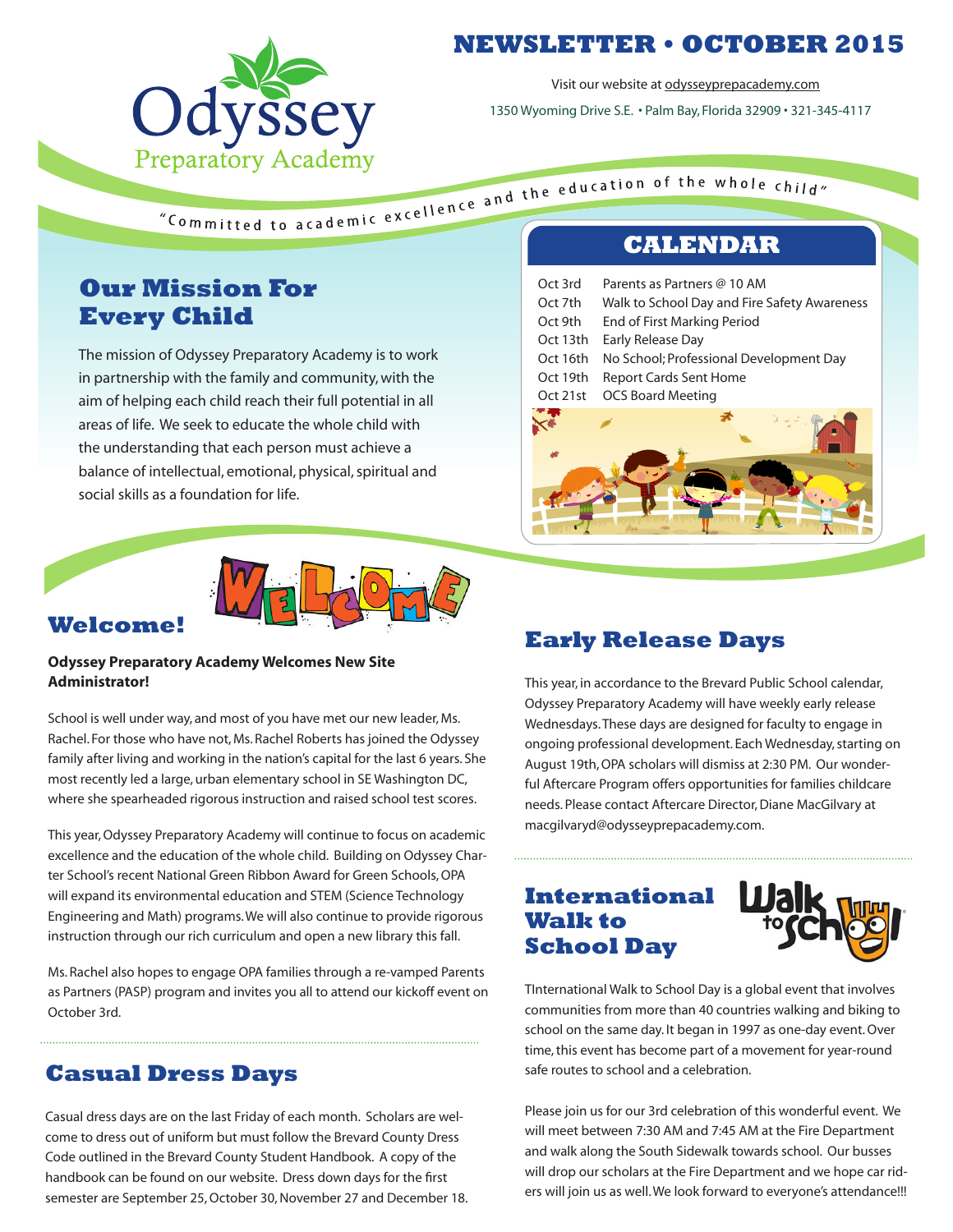# NEWSLETTER • OCTOBER 2015

Odyssey Preparatory Academy

Visit our website at odysseyprepacademy.com

1350 Wyoming Drive S.E. • Palm Bay, Florida 32909 • 321-345-4117

*"Committed to academic excellence and the education of the whole child"*

## Our Mission For Every Child

The mission of Odyssey Preparatory Academy is to work in partnership with the family and community, with the aim of helping each child reach their full potential in all areas of life. We seek to educate the whole child with the understanding that each person must achieve a balance of intellectual, emotional, physical, spiritual and social skills as a foundation for life.

## CALENDAR

| | |
|---|---|
| Oct 3rd | Parents as Partners @ 10 AM |
| Oct 7th | Walk to School Day and Fire Safety Awareness |
| Oct 9th | End of First Marking Period |
| Oct 13th | Early Release Day |
| Oct 16th | No School; Professional Development Day |
| Oct 19th | Report Cards Sent Home |
| Oct 21st | OCS Board Meeting |

## Welcome!

**Odyssey Preparatory Academy Welcomes New Site Administrator!**

School is well under way, and most of you have met our new leader, Ms. Rachel. For those who have not, Ms. Rachel Roberts has joined the Odyssey family after living and working in the nation's capital for the last 6 years. She most recently led a large, urban elementary school in SE Washington DC, where she spearheaded rigorous instruction and raised school test scores.

This year, Odyssey Preparatory Academy will continue to focus on academic excellence and the education of the whole child. Building on Odyssey Charter School's recent National Green Ribbon Award for Green Schools, OPA will expand its environmental education and STEM (Science Technology Engineering and Math) programs. We will also continue to provide rigorous instruction through our rich curriculum and open a new library this fall.

Ms. Rachel also hopes to engage OPA families through a re-vamped Parents as Partners (PASP) program and invites you all to attend our kickoff event on October 3rd.

## Casual Dress Days

Casual dress days are on the last Friday of each month. Scholars are welcome to dress out of uniform but must follow the Brevard County Dress Code outlined in the Brevard County Student Handbook. A copy of the handbook can be found on our website. Dress down days for the first semester are September 25, October 30, November 27 and December 18.

## Early Release Days

This year, in accordance to the Brevard Public School calendar, Odyssey Preparatory Academy will have weekly early release Wednesdays. These days are designed for faculty to engage in ongoing professional development. Each Wednesday, starting on August 19th, OPA scholars will dismiss at 2:30 PM. Our wonderful Aftercare Program offers opportunities for families childcare needs. Please contact Aftercare Director, Diane MacGilvary at macgilvaryd@odysseyprepacademy.com.

## International Walk to School Day

TInternational Walk to School Day is a global event that involves communities from more than 40 countries walking and biking to school on the same day. It began in 1997 as one-day event. Over time, this event has become part of a movement for year-round safe routes to school and a celebration.

Please join us for our 3rd celebration of this wonderful event. We will meet between 7:30 AM and 7:45 AM at the Fire Department and walk along the South Sidewalk towards school. Our busses will drop our scholars at the Fire Department and we hope car riders will join us as well. We look forward to everyone's attendance!!!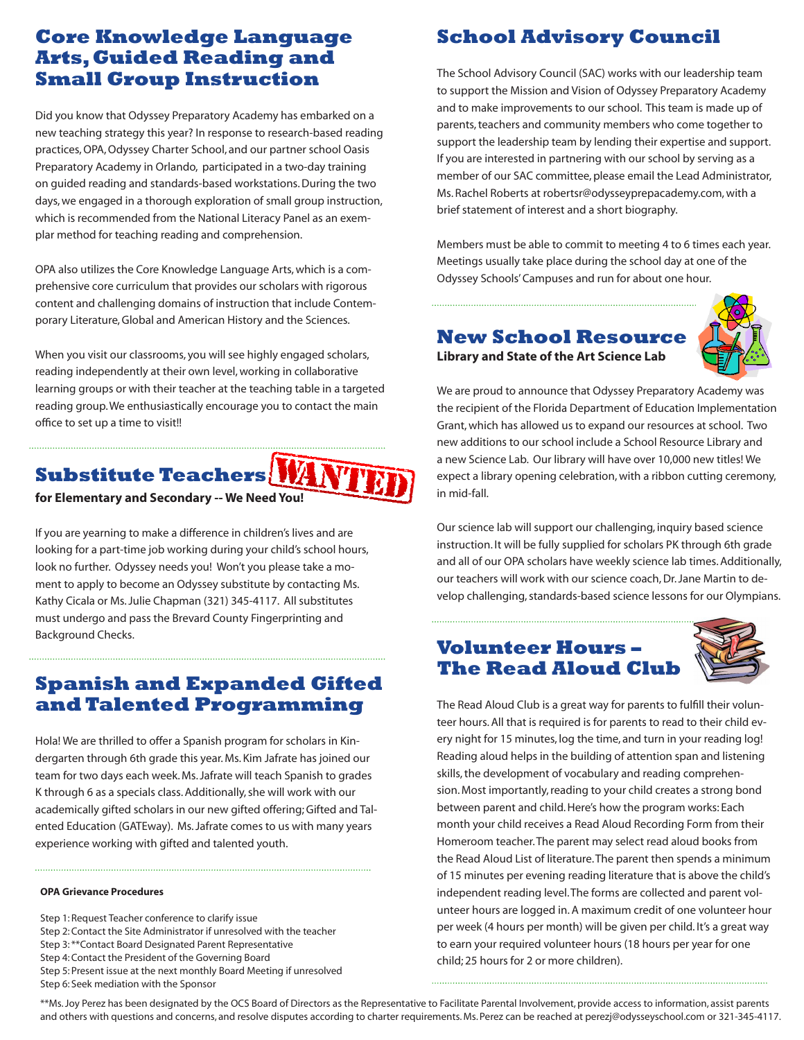## Core Knowledge Language Arts, Guided Reading and Small Group Instruction

Did you know that Odyssey Preparatory Academy has embarked on a new teaching strategy this year? In response to research-based reading practices, OPA, Odyssey Charter School, and our partner school Oasis Preparatory Academy in Orlando, participated in a two-day training on guided reading and standards-based workstations. During the two days, we engaged in a thorough exploration of small group instruction, which is recommended from the National Literacy Panel as an exemplar method for teaching reading and comprehension.

OPA also utilizes the Core Knowledge Language Arts, which is a comprehensive core curriculum that provides our scholars with rigorous content and challenging domains of instruction that include Contemporary Literature, Global and American History and the Sciences.

When you visit our classrooms, you will see highly engaged scholars, reading independently at their own level, working in collaborative learning groups or with their teacher at the teaching table in a targeted reading group. We enthusiastically encourage you to contact the main office to set up a time to visit!!

## Substitute Teachers WANTED

**for Elementary and Secondary -- We Need You!**

If you are yearning to make a difference in children's lives and are looking for a part-time job working during your child's school hours, look no further. Odyssey needs you! Won't you please take a moment to apply to become an Odyssey substitute by contacting Ms. Kathy Cicala or Ms. Julie Chapman (321) 345-4117. All substitutes must undergo and pass the Brevard County Fingerprinting and Background Checks.

## Spanish and Expanded Gifted and Talented Programming

Hola! We are thrilled to offer a Spanish program for scholars in Kindergarten through 6th grade this year. Ms. Kim Jafrate has joined our team for two days each week. Ms. Jafrate will teach Spanish to grades K through 6 as a specials class. Additionally, she will work with our academically gifted scholars in our new gifted offering; Gifted and Talented Education (GATEway). Ms. Jafrate comes to us with many years experience working with gifted and talented youth.

**OPA Grievance Procedures**

Step 1: Request Teacher conference to clarify issue
Step 2: Contact the Site Administrator if unresolved with the teacher
Step 3: **Contact Board Designated Parent Representative
Step 4: Contact the President of the Governing Board
Step 5: Present issue at the next monthly Board Meeting if unresolved
Step 6: Seek mediation with the Sponsor

## School Advisory Council

The School Advisory Council (SAC) works with our leadership team to support the Mission and Vision of Odyssey Preparatory Academy and to make improvements to our school. This team is made up of parents, teachers and community members who come together to support the leadership team by lending their expertise and support. If you are interested in partnering with our school by serving as a member of our SAC committee, please email the Lead Administrator, Ms. Rachel Roberts at robertsr@odysseyprepacademy.com, with a brief statement of interest and a short biography.

Members must be able to commit to meeting 4 to 6 times each year. Meetings usually take place during the school day at one of the Odyssey Schools' Campuses and run for about one hour.

## New School Resource

**Library and State of the Art Science Lab**

We are proud to announce that Odyssey Preparatory Academy was the recipient of the Florida Department of Education Implementation Grant, which has allowed us to expand our resources at school. Two new additions to our school include a School Resource Library and a new Science Lab. Our library will have over 10,000 new titles! We expect a library opening celebration, with a ribbon cutting ceremony, in mid-fall.

Our science lab will support our challenging, inquiry based science instruction. It will be fully supplied for scholars PK through 6th grade and all of our OPA scholars have weekly science lab times. Additionally, our teachers will work with our science coach, Dr. Jane Martin to develop challenging, standards-based science lessons for our Olympians.

## Volunteer Hours – The Read Aloud Club

The Read Aloud Club is a great way for parents to fulfill their volunteer hours. All that is required is for parents to read to their child every night for 15 minutes, log the time, and turn in your reading log! Reading aloud helps in the building of attention span and listening skills, the development of vocabulary and reading comprehension. Most importantly, reading to your child creates a strong bond between parent and child. Here's how the program works: Each month your child receives a Read Aloud Recording Form from their Homeroom teacher. The parent may select read aloud books from the Read Aloud List of literature. The parent then spends a minimum of 15 minutes per evening reading literature that is above the child's independent reading level. The forms are collected and parent volunteer hours are logged in. A maximum credit of one volunteer hour per week (4 hours per month) will be given per child. It's a great way to earn your required volunteer hours (18 hours per year for one child; 25 hours for 2 or more children).

**Ms. Joy Perez has been designated by the OCS Board of Directors as the Representative to Facilitate Parental Involvement, provide access to information, assist parents and others with questions and concerns, and resolve disputes according to charter requirements. Ms. Perez can be reached at perezj@odysseyschool.com or 321-345-4117.